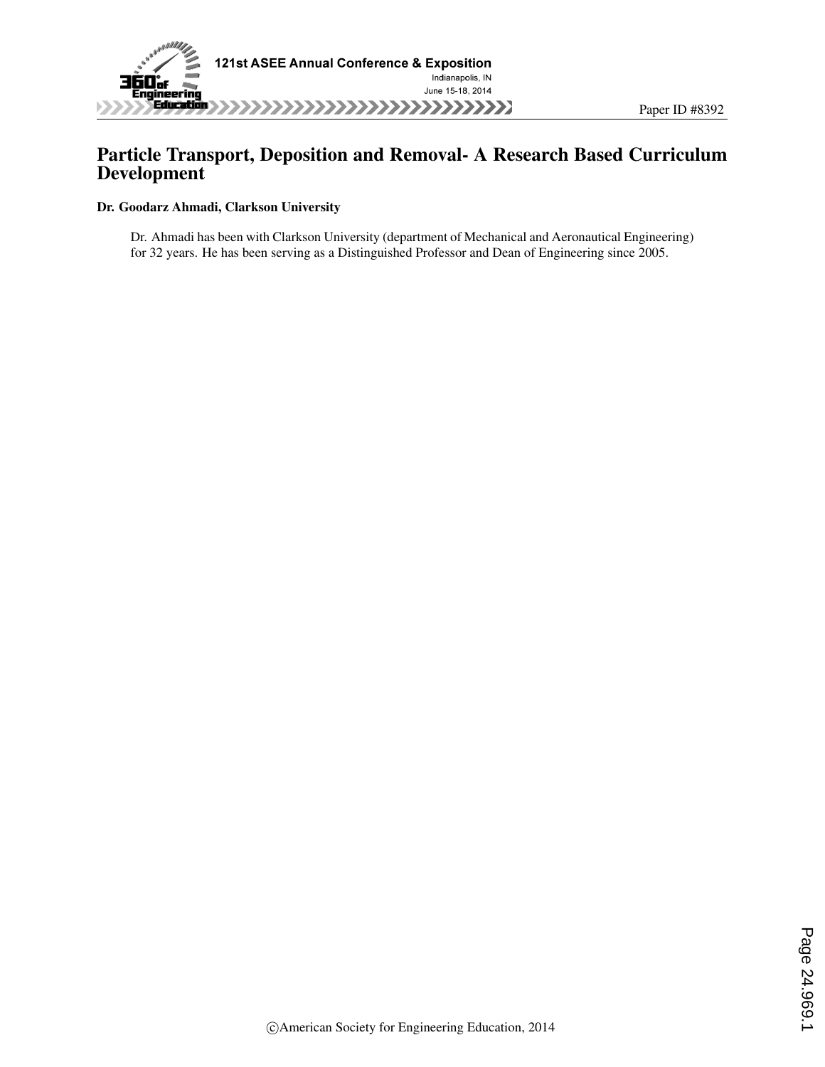# Particle Transport, Deposition and Removal- A Research Based Curriculum Development

**Dr. Goodarz Ahmadi, Clarkson University**

Dr. Ahmadi has been with Clarkson University (department of Mechanical and Aeronautical Engineering) for 32 years. He has been serving as a Distinguished Professor and Dean of Engineering since 2005.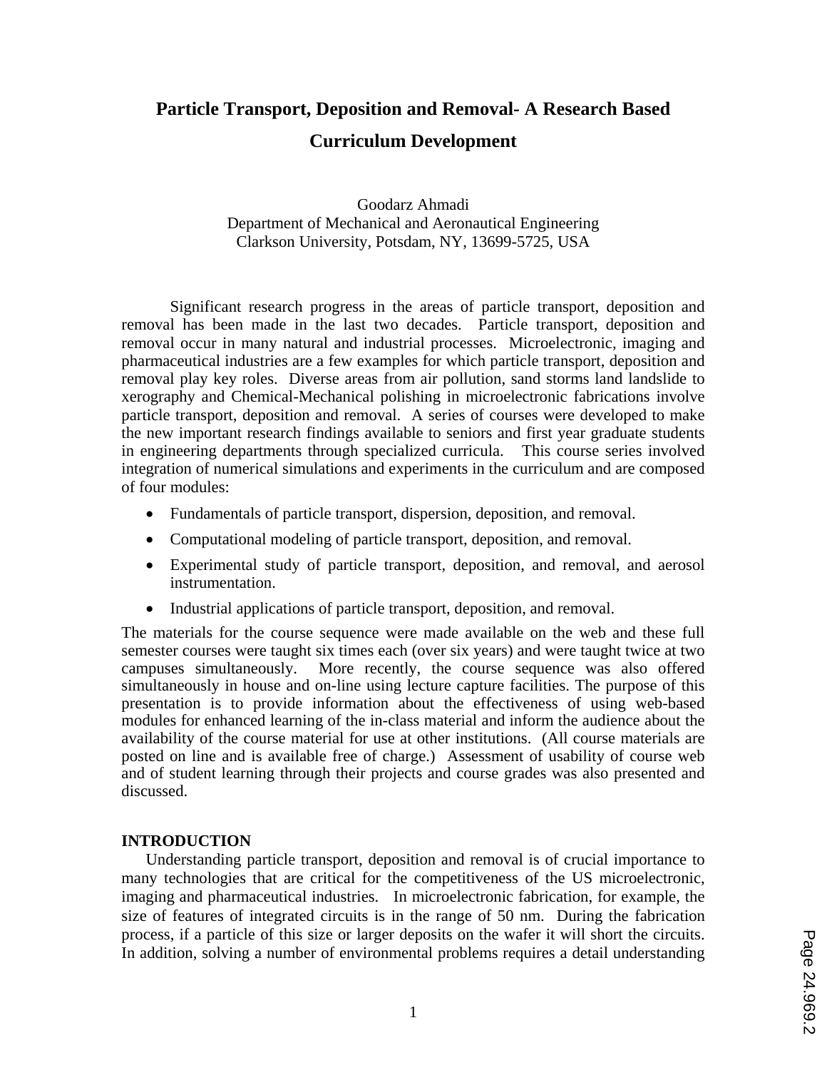# Particle Transport, Deposition and Removal- A Research Based Curriculum Development

Goodarz Ahmadi
Department of Mechanical and Aeronautical Engineering
Clarkson University, Potsdam, NY, 13699-5725, USA

Significant research progress in the areas of particle transport, deposition and removal has been made in the last two decades. Particle transport, deposition and removal occur in many natural and industrial processes. Microelectronic, imaging and pharmaceutical industries are a few examples for which particle transport, deposition and removal play key roles. Diverse areas from air pollution, sand storms land landslide to xerography and Chemical-Mechanical polishing in microelectronic fabrications involve particle transport, deposition and removal. A series of courses were developed to make the new important research findings available to seniors and first year graduate students in engineering departments through specialized curricula. This course series involved integration of numerical simulations and experiments in the curriculum and are composed of four modules:

- Fundamentals of particle transport, dispersion, deposition, and removal.
- Computational modeling of particle transport, deposition, and removal.
- Experimental study of particle transport, deposition, and removal, and aerosol instrumentation.
- Industrial applications of particle transport, deposition, and removal.

The materials for the course sequence were made available on the web and these full semester courses were taught six times each (over six years) and were taught twice at two campuses simultaneously. More recently, the course sequence was also offered simultaneously in house and on-line using lecture capture facilities. The purpose of this presentation is to provide information about the effectiveness of using web-based modules for enhanced learning of the in-class material and inform the audience about the availability of the course material for use at other institutions. (All course materials are posted on line and is available free of charge.) Assessment of usability of course web and of student learning through their projects and course grades was also presented and discussed.

## INTRODUCTION

Understanding particle transport, deposition and removal is of crucial importance to many technologies that are critical for the competitiveness of the US microelectronic, imaging and pharmaceutical industries. In microelectronic fabrication, for example, the size of features of integrated circuits is in the range of 50 nm. During the fabrication process, if a particle of this size or larger deposits on the wafer it will short the circuits. In addition, solving a number of environmental problems requires a detail understanding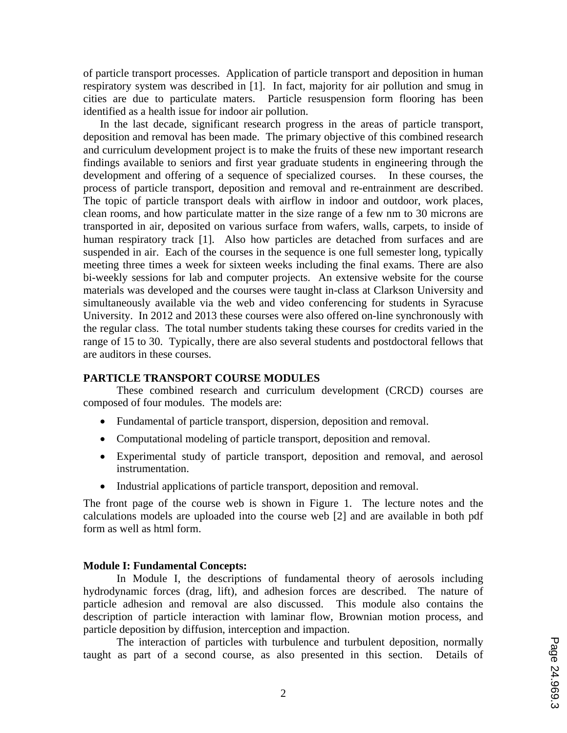of particle transport processes. Application of particle transport and deposition in human respiratory system was described in [1]. In fact, majority for air pollution and smug in cities are due to particulate maters. Particle resuspension form flooring has been identified as a health issue for indoor air pollution.

In the last decade, significant research progress in the areas of particle transport, deposition and removal has been made. The primary objective of this combined research and curriculum development project is to make the fruits of these new important research findings available to seniors and first year graduate students in engineering through the development and offering of a sequence of specialized courses. In these courses, the process of particle transport, deposition and removal and re-entrainment are described. The topic of particle transport deals with airflow in indoor and outdoor, work places, clean rooms, and how particulate matter in the size range of a few nm to 30 microns are transported in air, deposited on various surface from wafers, walls, carpets, to inside of human respiratory track [1]. Also how particles are detached from surfaces and are suspended in air. Each of the courses in the sequence is one full semester long, typically meeting three times a week for sixteen weeks including the final exams. There are also bi-weekly sessions for lab and computer projects. An extensive website for the course materials was developed and the courses were taught in-class at Clarkson University and simultaneously available via the web and video conferencing for students in Syracuse University. In 2012 and 2013 these courses were also offered on-line synchronously with the regular class. The total number students taking these courses for credits varied in the range of 15 to 30. Typically, there are also several students and postdoctoral fellows that are auditors in these courses.

## PARTICLE TRANSPORT COURSE MODULES

These combined research and curriculum development (CRCD) courses are composed of four modules. The models are:

- Fundamental of particle transport, dispersion, deposition and removal.
- Computational modeling of particle transport, deposition and removal.
- Experimental study of particle transport, deposition and removal, and aerosol instrumentation.
- Industrial applications of particle transport, deposition and removal.

The front page of the course web is shown in Figure 1. The lecture notes and the calculations models are uploaded into the course web [2] and are available in both pdf form as well as html form.

### Module I: Fundamental Concepts:

In Module I, the descriptions of fundamental theory of aerosols including hydrodynamic forces (drag, lift), and adhesion forces are described. The nature of particle adhesion and removal are also discussed. This module also contains the description of particle interaction with laminar flow, Brownian motion process, and particle deposition by diffusion, interception and impaction.

The interaction of particles with turbulence and turbulent deposition, normally taught as part of a second course, as also presented in this section. Details of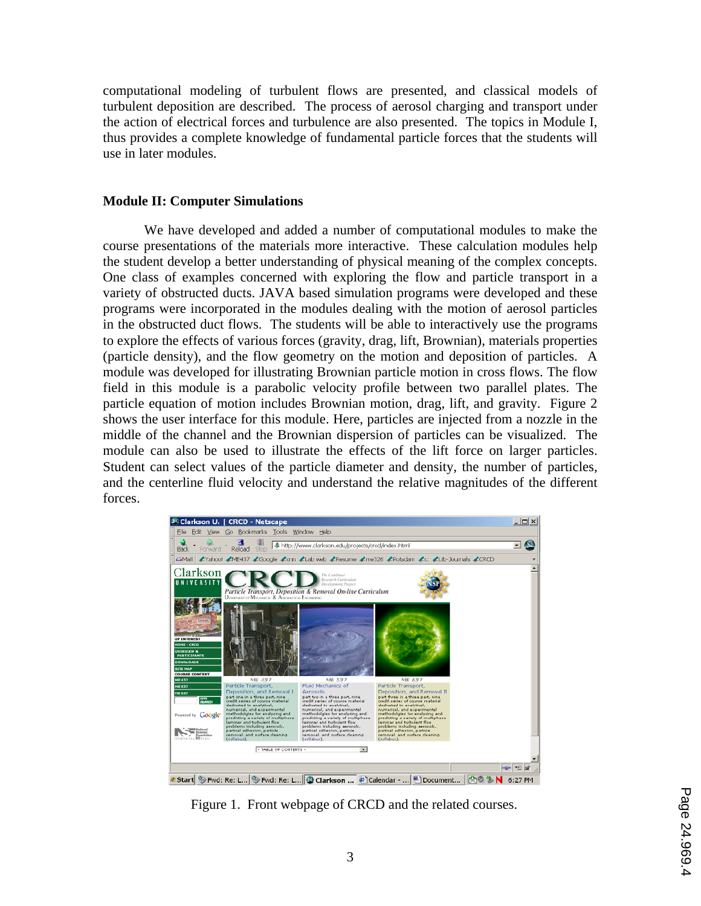computational modeling of turbulent flows are presented, and classical models of turbulent deposition are described. The process of aerosol charging and transport under the action of electrical forces and turbulence are also presented. The topics in Module I, thus provides a complete knowledge of fundamental particle forces that the students will use in later modules.

**Module II: Computer Simulations**

We have developed and added a number of computational modules to make the course presentations of the materials more interactive. These calculation modules help the student develop a better understanding of physical meaning of the complex concepts. One class of examples concerned with exploring the flow and particle transport in a variety of obstructed ducts. JAVA based simulation programs were developed and these programs were incorporated in the modules dealing with the motion of aerosol particles in the obstructed duct flows. The students will be able to interactively use the programs to explore the effects of various forces (gravity, drag, lift, Brownian), materials properties (particle density), and the flow geometry on the motion and deposition of particles. A module was developed for illustrating Brownian particle motion in cross flows. The flow field in this module is a parabolic velocity profile between two parallel plates. The particle equation of motion includes Brownian motion, drag, lift, and gravity. Figure 2 shows the user interface for this module. Here, particles are injected from a nozzle in the middle of the channel and the Brownian dispersion of particles can be visualized. The module can also be used to illustrate the effects of the lift force on larger particles. Student can select values of the particle diameter and density, the number of particles, and the centerline fluid velocity and understand the relative magnitudes of the different forces.

Figure 1. Front webpage of CRCD and the related courses.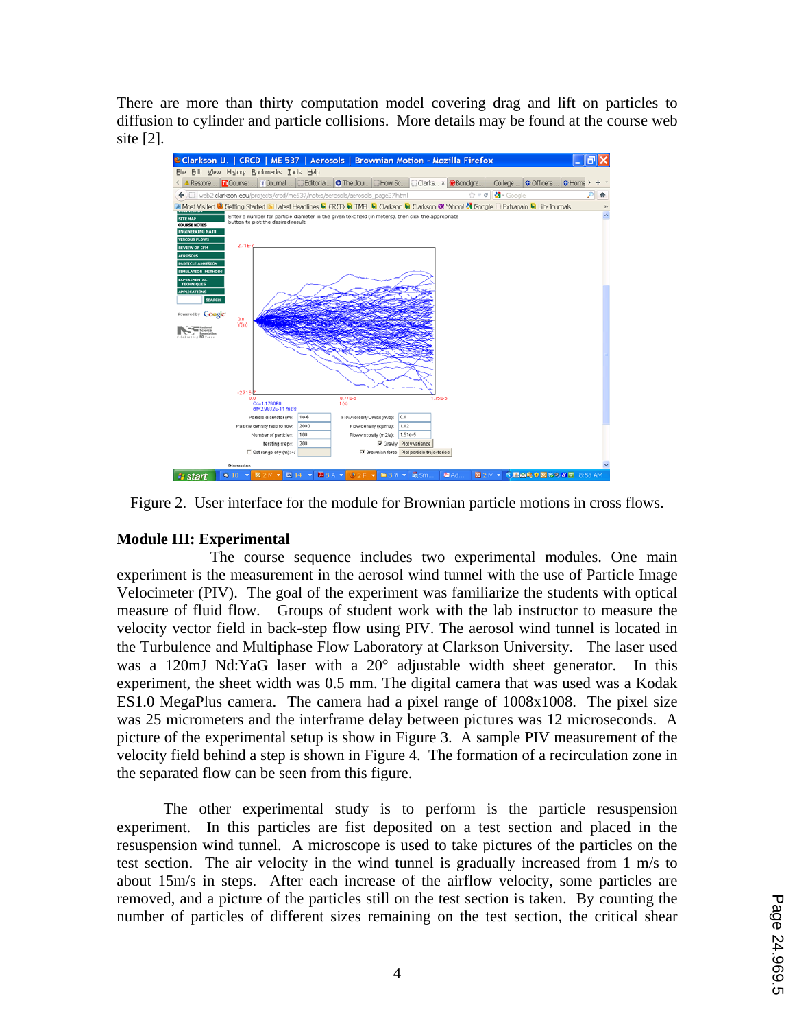There are more than thirty computation model covering drag and lift on particles to diffusion to cylinder and particle collisions. More details may be found at the course web site [2].

Figure 2. User interface for the module for Brownian particle motions in cross flows.

**Module III: Experimental**

The course sequence includes two experimental modules. One main experiment is the measurement in the aerosol wind tunnel with the use of Particle Image Velocimeter (PIV). The goal of the experiment was familiarize the students with optical measure of fluid flow. Groups of student work with the lab instructor to measure the velocity vector field in back-step flow using PIV. The aerosol wind tunnel is located in the Turbulence and Multiphase Flow Laboratory at Clarkson University. The laser used was a 120mJ Nd:YaG laser with a 20° adjustable width sheet generator. In this experiment, the sheet width was 0.5 mm. The digital camera that was used was a Kodak ES1.0 MegaPlus camera. The camera had a pixel range of 1008x1008. The pixel size was 25 micrometers and the interframe delay between pictures was 12 microseconds. A picture of the experimental setup is show in Figure 3. A sample PIV measurement of the velocity field behind a step is shown in Figure 4. The formation of a recirculation zone in the separated flow can be seen from this figure.

The other experimental study is to perform is the particle resuspension experiment. In this particles are fist deposited on a test section and placed in the resuspension wind tunnel. A microscope is used to take pictures of the particles on the test section. The air velocity in the wind tunnel is gradually increased from 1 m/s to about 15m/s in steps. After each increase of the airflow velocity, some particles are removed, and a picture of the particles still on the test section is taken. By counting the number of particles of different sizes remaining on the test section, the critical shear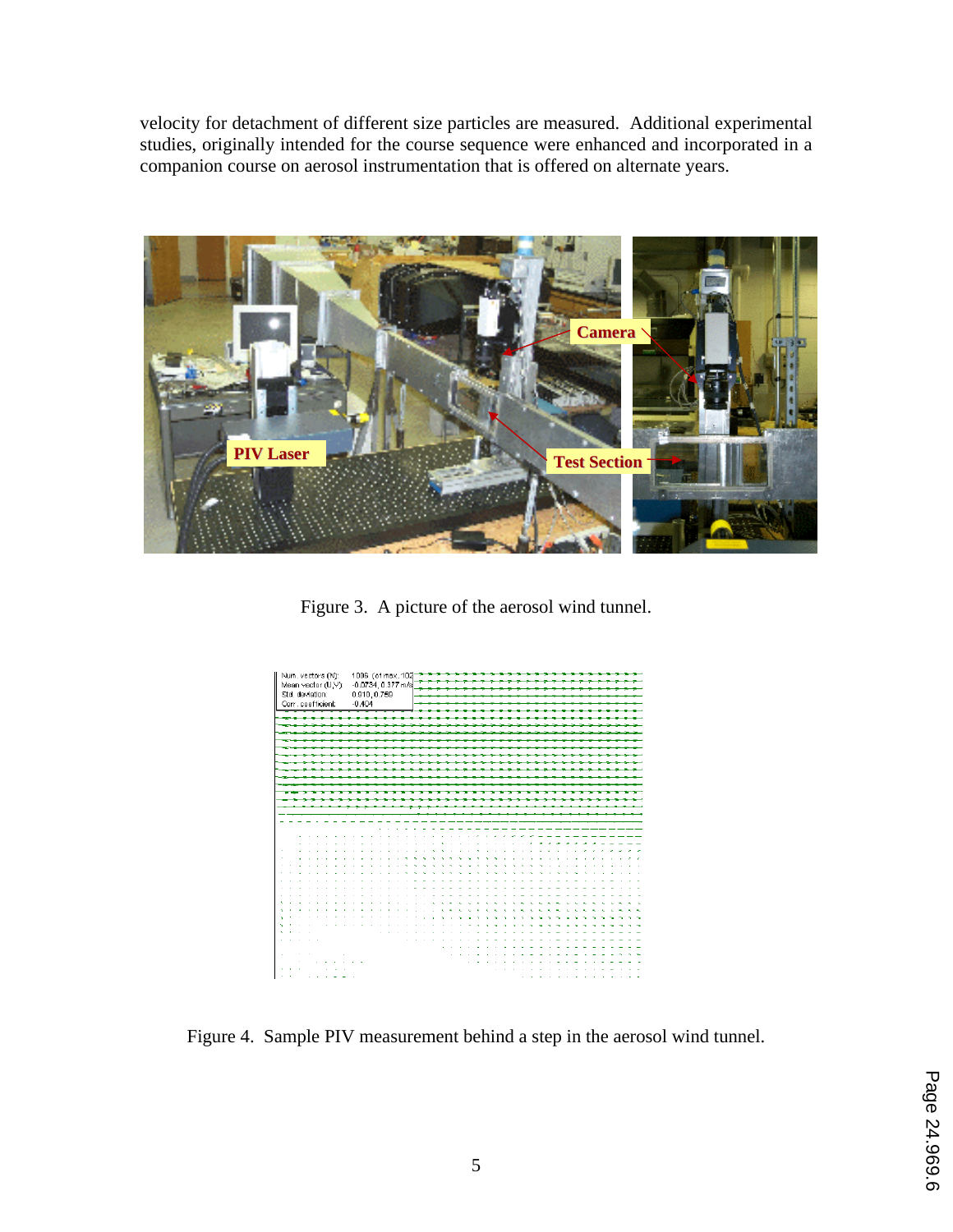velocity for detachment of different size particles are measured. Additional experimental studies, originally intended for the course sequence were enhanced and incorporated in a companion course on aerosol instrumentation that is offered on alternate years.

Figure 3. A picture of the aerosol wind tunnel.

Figure 4. Sample PIV measurement behind a step in the aerosol wind tunnel.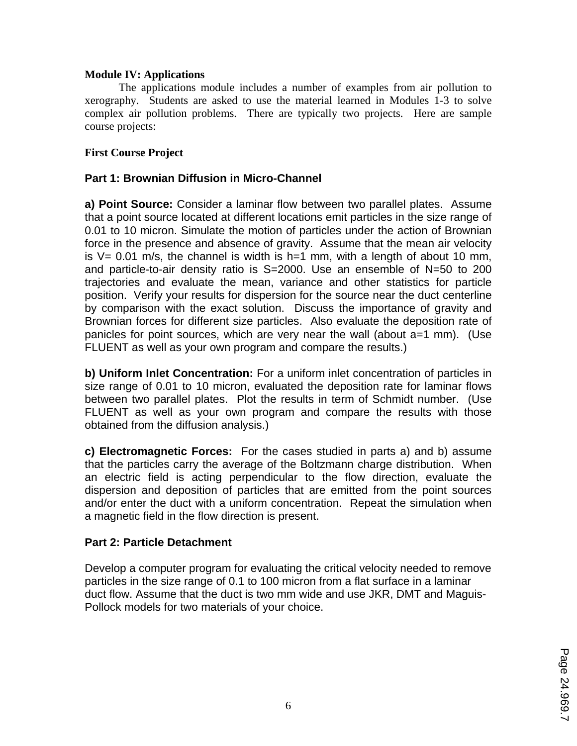**Module IV: Applications**

The applications module includes a number of examples from air pollution to xerography. Students are asked to use the material learned in Modules 1-3 to solve complex air pollution problems. There are typically two projects. Here are sample course projects:

**First Course Project**

**Part 1: Brownian Diffusion in Micro-Channel**

**a) Point Source:** Consider a laminar flow between two parallel plates. Assume that a point source located at different locations emit particles in the size range of 0.01 to 10 micron. Simulate the motion of particles under the action of Brownian force in the presence and absence of gravity. Assume that the mean air velocity is V= 0.01 m/s, the channel is width is h=1 mm, with a length of about 10 mm, and particle-to-air density ratio is S=2000. Use an ensemble of N=50 to 200 trajectories and evaluate the mean, variance and other statistics for particle position. Verify your results for dispersion for the source near the duct centerline by comparison with the exact solution. Discuss the importance of gravity and Brownian forces for different size particles. Also evaluate the deposition rate of panicles for point sources, which are very near the wall (about a=1 mm). (Use FLUENT as well as your own program and compare the results.)

**b) Uniform Inlet Concentration:** For a uniform inlet concentration of particles in size range of 0.01 to 10 micron, evaluated the deposition rate for laminar flows between two parallel plates. Plot the results in term of Schmidt number. (Use FLUENT as well as your own program and compare the results with those obtained from the diffusion analysis.)

**c) Electromagnetic Forces:** For the cases studied in parts a) and b) assume that the particles carry the average of the Boltzmann charge distribution. When an electric field is acting perpendicular to the flow direction, evaluate the dispersion and deposition of particles that are emitted from the point sources and/or enter the duct with a uniform concentration. Repeat the simulation when a magnetic field in the flow direction is present.

**Part 2: Particle Detachment**

Develop a computer program for evaluating the critical velocity needed to remove particles in the size range of 0.1 to 100 micron from a flat surface in a laminar duct flow. Assume that the duct is two mm wide and use JKR, DMT and Maguis-Pollock models for two materials of your choice.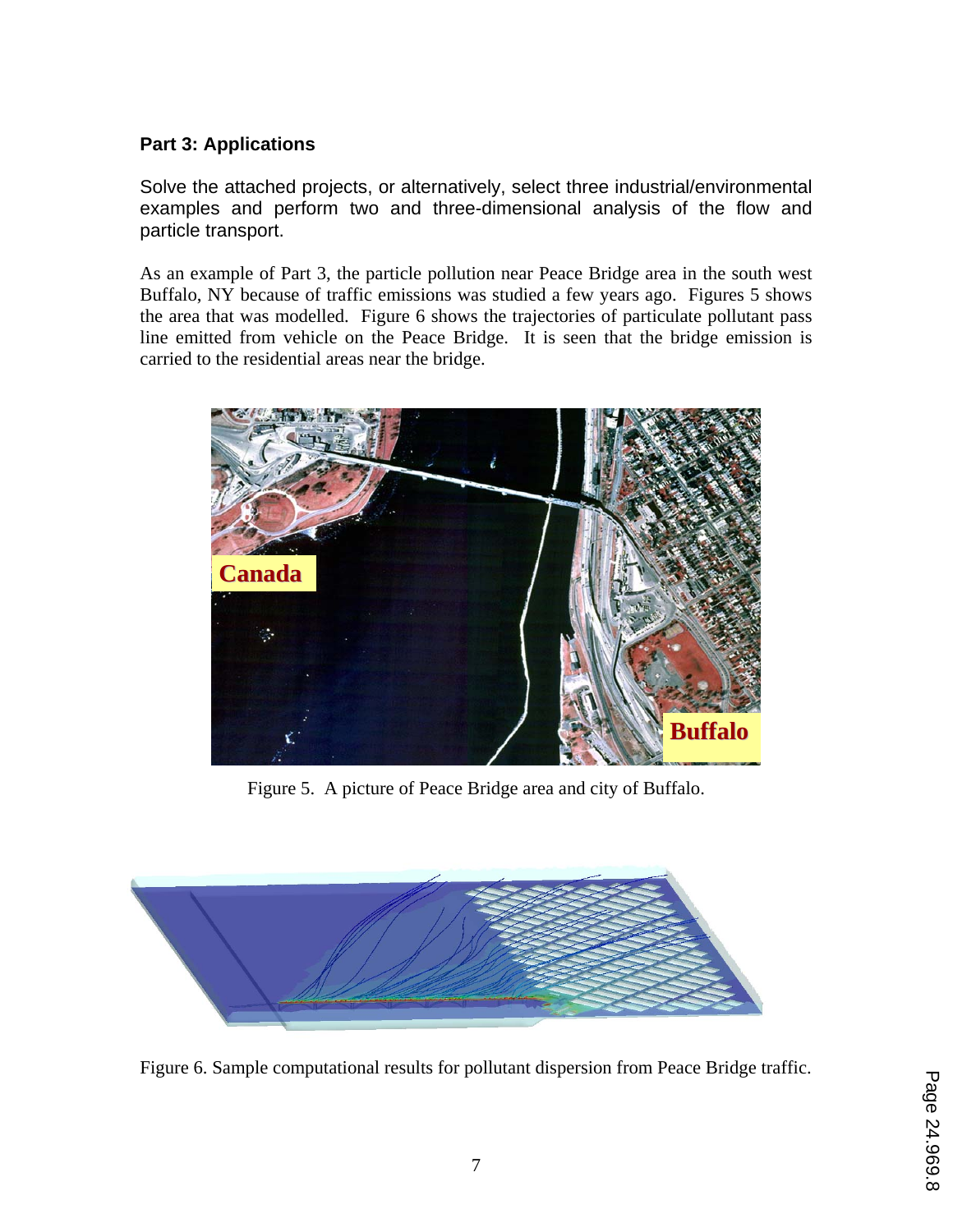**Part 3: Applications**

Solve the attached projects, or alternatively, select three industrial/environmental examples and perform two and three-dimensional analysis of the flow and particle transport.

As an example of Part 3, the particle pollution near Peace Bridge area in the south west Buffalo, NY because of traffic emissions was studied a few years ago. Figures 5 shows the area that was modelled. Figure 6 shows the trajectories of particulate pollutant pass line emitted from vehicle on the Peace Bridge. It is seen that the bridge emission is carried to the residential areas near the bridge.

Figure 5. A picture of Peace Bridge area and city of Buffalo.

Figure 6. Sample computational results for pollutant dispersion from Peace Bridge traffic.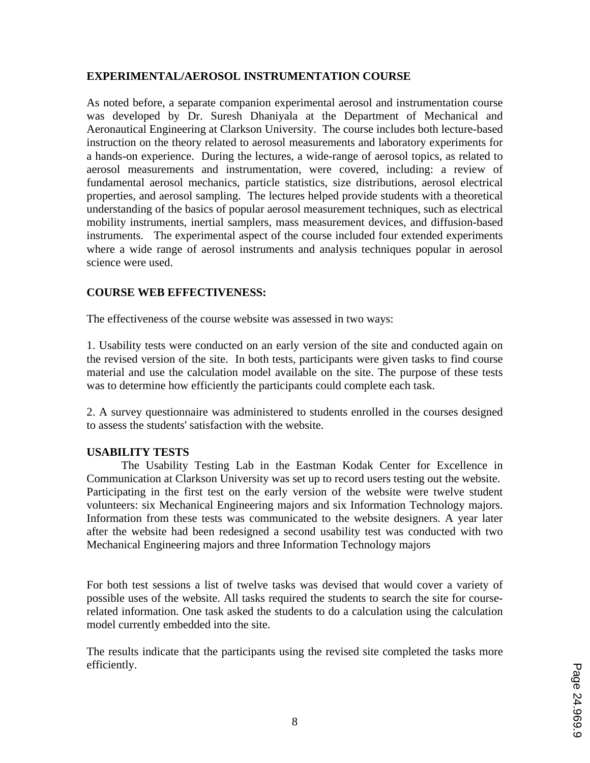## EXPERIMENTAL/AEROSOL INSTRUMENTATION COURSE

As noted before, a separate companion experimental aerosol and instrumentation course was developed by Dr. Suresh Dhaniyala at the Department of Mechanical and Aeronautical Engineering at Clarkson University. The course includes both lecture-based instruction on the theory related to aerosol measurements and laboratory experiments for a hands-on experience. During the lectures, a wide-range of aerosol topics, as related to aerosol measurements and instrumentation, were covered, including: a review of fundamental aerosol mechanics, particle statistics, size distributions, aerosol electrical properties, and aerosol sampling. The lectures helped provide students with a theoretical understanding of the basics of popular aerosol measurement techniques, such as electrical mobility instruments, inertial samplers, mass measurement devices, and diffusion-based instruments. The experimental aspect of the course included four extended experiments where a wide range of aerosol instruments and analysis techniques popular in aerosol science were used.

## COURSE WEB EFFECTIVENESS:

The effectiveness of the course website was assessed in two ways:

1. Usability tests were conducted on an early version of the site and conducted again on the revised version of the site. In both tests, participants were given tasks to find course material and use the calculation model available on the site. The purpose of these tests was to determine how efficiently the participants could complete each task.

2. A survey questionnaire was administered to students enrolled in the courses designed to assess the students' satisfaction with the website.

### USABILITY TESTS

The Usability Testing Lab in the Eastman Kodak Center for Excellence in Communication at Clarkson University was set up to record users testing out the website. Participating in the first test on the early version of the website were twelve student volunteers: six Mechanical Engineering majors and six Information Technology majors. Information from these tests was communicated to the website designers. A year later after the website had been redesigned a second usability test was conducted with two Mechanical Engineering majors and three Information Technology majors

For both test sessions a list of twelve tasks was devised that would cover a variety of possible uses of the website. All tasks required the students to search the site for course-related information. One task asked the students to do a calculation using the calculation model currently embedded into the site.

The results indicate that the participants using the revised site completed the tasks more efficiently.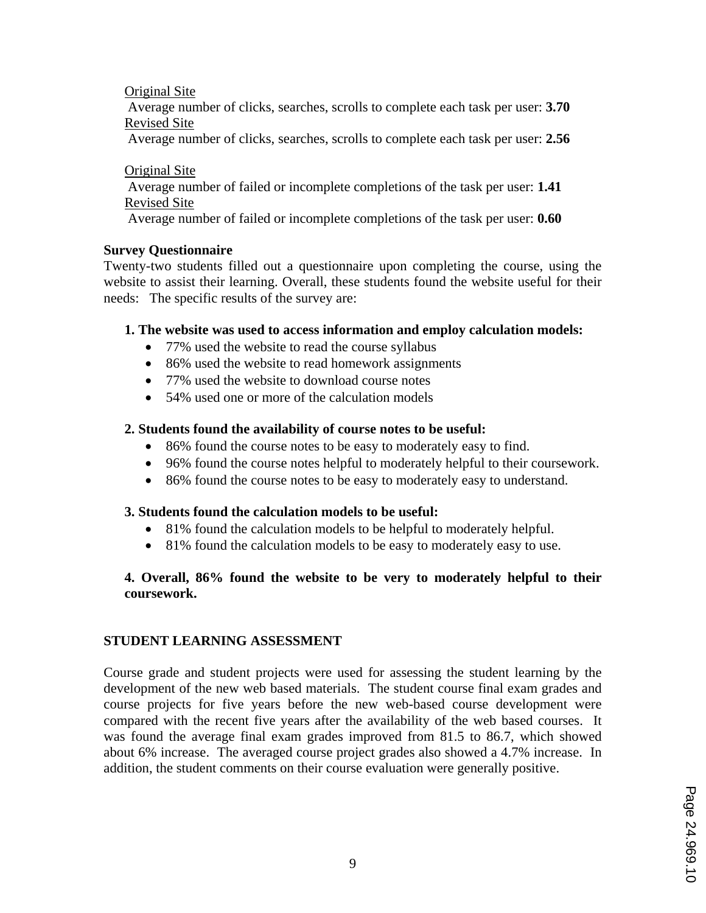Original Site

Average number of clicks, searches, scrolls to complete each task per user: **3.70**

Revised Site

Average number of clicks, searches, scrolls to complete each task per user: **2.56**

Original Site

Average number of failed or incomplete completions of the task per user: **1.41**

Revised Site

Average number of failed or incomplete completions of the task per user: **0.60**

**Survey Questionnaire**

Twenty-two students filled out a questionnaire upon completing the course, using the website to assist their learning. Overall, these students found the website useful for their needs: The specific results of the survey are:

**1. The website was used to access information and employ calculation models:**

- 77% used the website to read the course syllabus
- 86% used the website to read homework assignments
- 77% used the website to download course notes
- 54% used one or more of the calculation models

**2. Students found the availability of course notes to be useful:**

- 86% found the course notes to be easy to moderately easy to find.
- 96% found the course notes helpful to moderately helpful to their coursework.
- 86% found the course notes to be easy to moderately easy to understand.

**3. Students found the calculation models to be useful:**

- 81% found the calculation models to be helpful to moderately helpful.
- 81% found the calculation models to be easy to moderately easy to use.

**4. Overall, 86% found the website to be very to moderately helpful to their coursework.**

## STUDENT LEARNING ASSESSMENT

Course grade and student projects were used for assessing the student learning by the development of the new web based materials. The student course final exam grades and course projects for five years before the new web-based course development were compared with the recent five years after the availability of the web based courses. It was found the average final exam grades improved from 81.5 to 86.7, which showed about 6% increase. The averaged course project grades also showed a 4.7% increase. In addition, the student comments on their course evaluation were generally positive.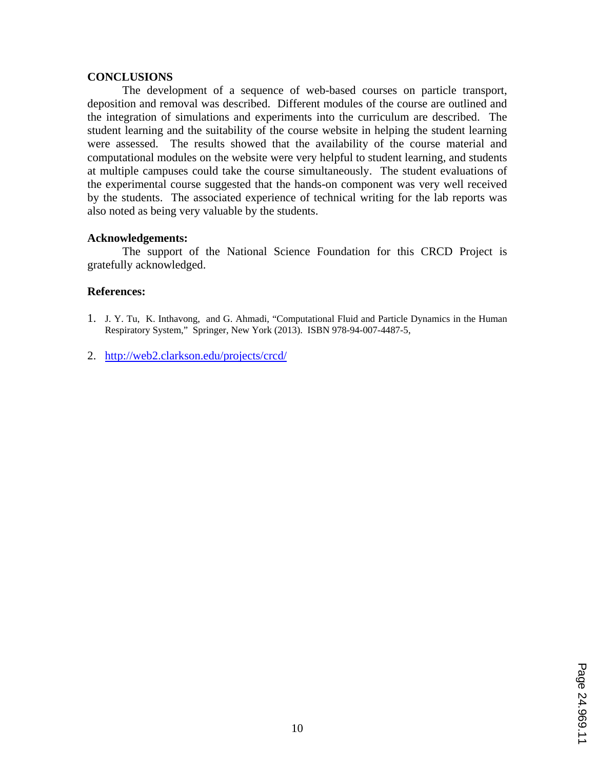## CONCLUSIONS

The development of a sequence of web-based courses on particle transport, deposition and removal was described. Different modules of the course are outlined and the integration of simulations and experiments into the curriculum are described. The student learning and the suitability of the course website in helping the student learning were assessed. The results showed that the availability of the course material and computational modules on the website were very helpful to student learning, and students at multiple campuses could take the course simultaneously. The student evaluations of the experimental course suggested that the hands-on component was very well received by the students. The associated experience of technical writing for the lab reports was also noted as being very valuable by the students.

### Acknowledgements:

The support of the National Science Foundation for this CRCD Project is gratefully acknowledged.

### References:

1. J. Y. Tu, K. Inthavong, and G. Ahmadi, "Computational Fluid and Particle Dynamics in the Human Respiratory System," Springer, New York (2013). ISBN 978-94-007-4487-5,
2. http://web2.clarkson.edu/projects/crcd/